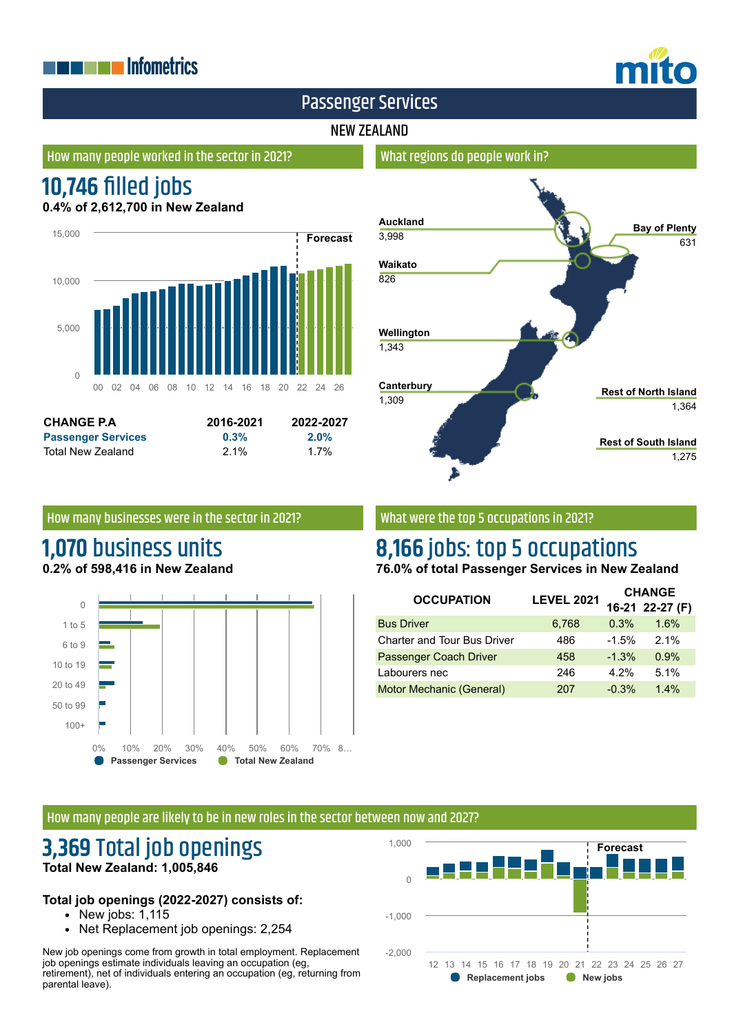# Passenger Services

## NEW ZEALAND

### How many people worked in the sector in 2021?

## 10,746 filled jobs

**0.4% of 2,612,700 in New Zealand**

| CHANGE P.A | 2016-2021 | 2022-2027 |
|---|---|---|
| **Passenger Services** | **0.3%** | **2.0%** |
| Total New Zealand | 2.1% | 1.7% |

### What regions do people work in?

| Region | Jobs |
|---|---|
| Auckland | 3,998 |
| Bay of Plenty | 631 |
| Waikato | 826 |
| Wellington | 1,343 |
| Canterbury | 1,309 |
| Rest of North Island | 1,364 |
| Rest of South Island | 1,275 |

### How many businesses were in the sector in 2021?

## 1,070 business units

**0.2% of 598,416 in New Zealand**

### What were the top 5 occupations in 2021?

## 8,166 jobs: top 5 occupations

**76.0% of total Passenger Services in New Zealand**

| OCCUPATION | LEVEL 2021 | CHANGE 16-21 | CHANGE 22-27 (F) |
|---|---|---|---|
| Bus Driver | 6,768 | 0.3% | 1.6% |
| Charter and Tour Bus Driver | 486 | -1.5% | 2.1% |
| Passenger Coach Driver | 458 | -1.3% | 0.9% |
| Labourers nec | 246 | 4.2% | 5.1% |
| Motor Mechanic (General) | 207 | -0.3% | 1.4% |

### How many people are likely to be in new roles in the sector between now and 2027?

## 3,369 Total job openings

**Total New Zealand: 1,005,846**

**Total job openings (2022-2027) consists of:**

- New jobs: 1,115
- Net Replacement job openings: 2,254

New job openings come from growth in total employment. Replacement job openings estimate individuals leaving an occupation (eg, retirement), net of individuals entering an occupation (eg, returning from parental leave).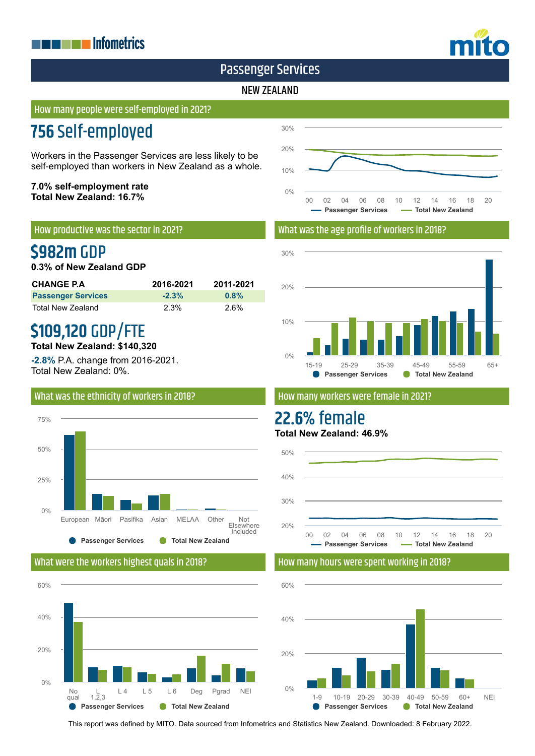Infometrics

mito

# Passenger Services

NEW ZEALAND

## How many people were self-employed in 2021?

# 756 Self-employed

Workers in the Passenger Services are less likely to be self-employed than workers in New Zealand as a whole.

**7.0% self-employment rate**
**Total New Zealand: 16.7%**

30%
20%
10%
0%
00 02 04 06 08 10 12 14 16 18 20
Passenger Services
Total New Zealand

## How productive was the sector in 2021?

# $982m GDP

**0.3% of New Zealand GDP**

| CHANGE P.A | 2016-2021 | 2011-2021 |
|---|---|---|
| **Passenger Services** | **-2.3%** | **0.8%** |
| Total New Zealand | 2.3% | 2.6% |

# $109,120 GDP/FTE

**Total New Zealand: $140,320**

-2.8% P.A. change from 2016-2021.
Total New Zealand: 0%.

## What was the age profile of workers in 2018?

30%
20%
10%
0%
15-19 25-29 35-39 45-49 55-59 65+
Passenger Services
Total New Zealand

## What was the ethnicity of workers in 2018?

75%
50%
25%
0%
European Māori Pasifika Asian MELAA Other Not Elsewhere Included
Passenger Services
Total New Zealand

## How many workers were female in 2021?

# 22.6% female

**Total New Zealand: 46.9%**

50%
40%
30%
20%
00 02 04 06 08 10 12 14 16 18 20
Passenger Services
Total New Zealand

## What were the workers highest quals in 2018?

60%
40%
20%
0%
No qual L 1,2,3 L 4 L 5 L 6 Deg Pgrad NEI
Passenger Services
Total New Zealand

## How many hours were spent working in 2018?

60%
40%
20%
0%
1-9 10-19 20-29 30-39 40-49 50-59 60+ NEI
Passenger Services
Total New Zealand

This report was defined by MITO. Data sourced from Infometrics and Statistics New Zealand. Downloaded: 8 February 2022.